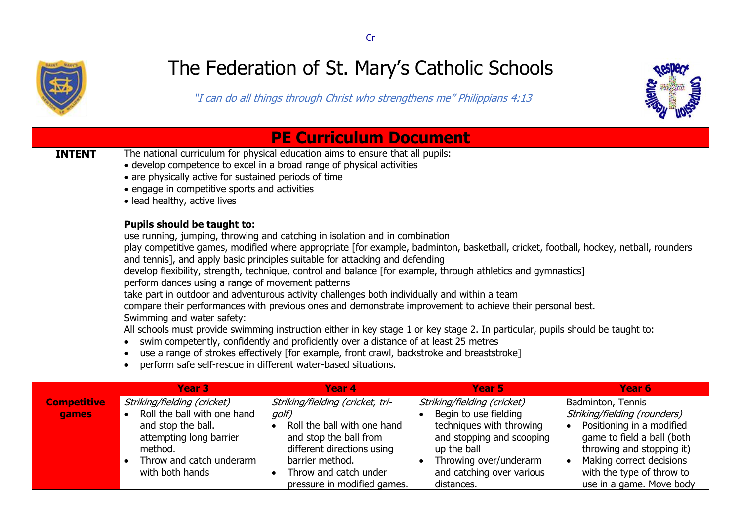Cr

# The Federation of St. Mary's Catholic Schools

*"I can do all things through Christ who strengthens me" Philippians 4:13*

## PE Curriculum Document

**INTENT**

The national curriculum for physical education aims to ensure that all pupils:

- develop competence to excel in a broad range of physical activities
- are physically active for sustained periods of time
- engage in competitive sports and activities
- lead healthy, active lives

**Pupils should be taught to:**

use running, jumping, throwing and catching in isolation and in combination
play competitive games, modified where appropriate [for example, badminton, basketball, cricket, football, hockey, netball, rounders and tennis], and apply basic principles suitable for attacking and defending
develop flexibility, strength, technique, control and balance [for example, through athletics and gymnastics]
perform dances using a range of movement patterns
take part in outdoor and adventurous activity challenges both individually and within a team
compare their performances with previous ones and demonstrate improvement to achieve their personal best.
Swimming and water safety:
All schools must provide swimming instruction either in key stage 1 or key stage 2. In particular, pupils should be taught to:

- swim competently, confidently and proficiently over a distance of at least 25 metres
- use a range of strokes effectively [for example, front crawl, backstroke and breaststroke]
- perform safe self-rescue in different water-based situations.

| | Year 3 | Year 4 | Year 5 | Year 6 |
|---|---|---|---|---|
| **Competitive games** | *Striking/fielding (cricket)*<br>• Roll the ball with one hand and stop the ball. attempting long barrier method.<br>• Throw and catch underarm with both hands | *Striking/fielding (cricket, tri-golf)*<br>• Roll the ball with one hand and stop the ball from different directions using barrier method.<br>• Throw and catch under pressure in modified games. | *Striking/fielding (cricket)*<br>• Begin to use fielding techniques with throwing and stopping and scooping up the ball<br>• Throwing over/underarm and catching over various distances. | Badminton, Tennis<br>*Striking/fielding (rounders)*<br>• Positioning in a modified game to field a ball (both throwing and stopping it)<br>• Making correct decisions with the type of throw to use in a game. Move body |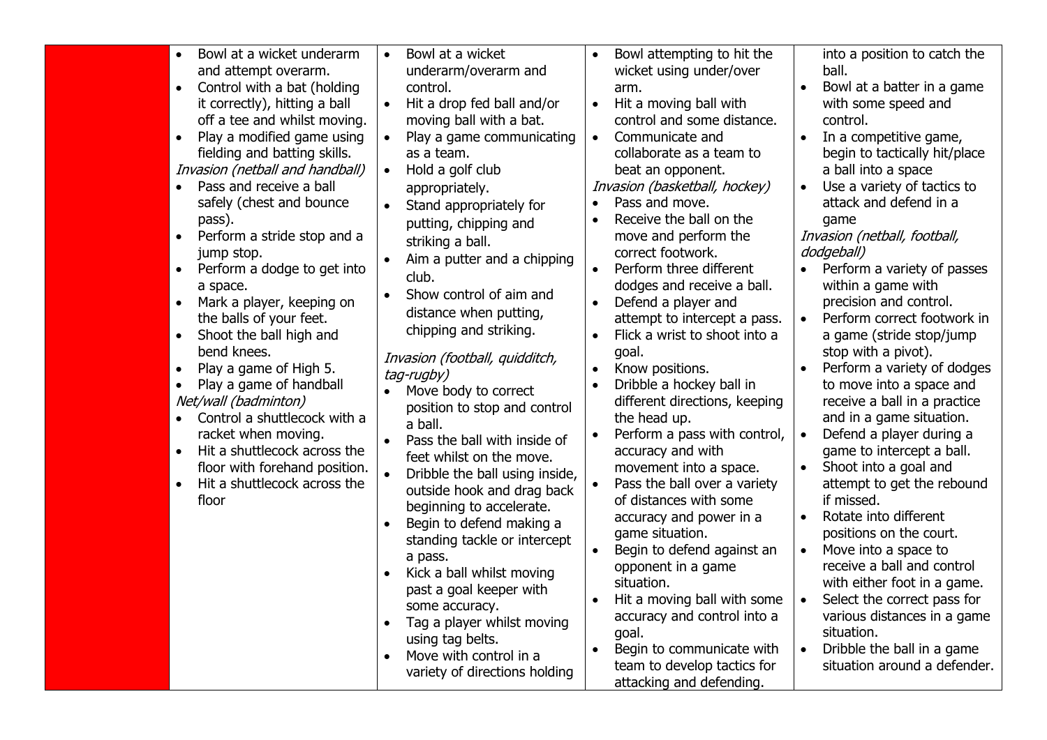| | | | | |
|---|---|---|---|---|
| | • Bowl at a wicket underarm and attempt overarm.<br>• Control with a bat (holding it correctly), hitting a ball off a tee and whilst moving.<br>• Play a modified game using fielding and batting skills.<br>*Invasion (netball and handball)*<br>• Pass and receive a ball safely (chest and bounce pass).<br>• Perform a stride stop and a jump stop.<br>• Perform a dodge to get into a space.<br>• Mark a player, keeping on the balls of your feet.<br>• Shoot the ball high and bend knees.<br>• Play a game of High 5.<br>• Play a game of handball<br>*Net/wall (badminton)*<br>• Control a shuttlecock with a racket when moving.<br>• Hit a shuttlecock across the floor with forehand position.<br>• Hit a shuttlecock across the floor | • Bowl at a wicket underarm/overarm and control.<br>• Hit a drop fed ball and/or moving ball with a bat.<br>• Play a game communicating as a team.<br>• Hold a golf club appropriately.<br>• Stand appropriately for putting, chipping and striking a ball.<br>• Aim a putter and a chipping club.<br>• Show control of aim and distance when putting, chipping and striking.<br>*Invasion (football, quidditch, tag-rugby)*<br>• Move body to correct position to stop and control a ball.<br>• Pass the ball with inside of feet whilst on the move.<br>• Dribble the ball using inside, outside hook and drag back beginning to accelerate.<br>• Begin to defend making a standing tackle or intercept a pass.<br>• Kick a ball whilst moving past a goal keeper with some accuracy.<br>• Tag a player whilst moving using tag belts.<br>• Move with control in a variety of directions holding | • Bowl attempting to hit the wicket using under/over arm.<br>• Hit a moving ball with control and some distance.<br>• Communicate and collaborate as a team to beat an opponent.<br>*Invasion (basketball, hockey)*<br>• Pass and move.<br>• Receive the ball on the move and perform the correct footwork.<br>• Perform three different dodges and receive a ball.<br>• Defend a player and attempt to intercept a pass.<br>• Flick a wrist to shoot into a goal.<br>• Know positions.<br>• Dribble a hockey ball in different directions, keeping the head up.<br>• Perform a pass with control, accuracy and with movement into a space.<br>• Pass the ball over a variety of distances with some accuracy and power in a game situation.<br>• Begin to defend against an opponent in a game situation.<br>• Hit a moving ball with some accuracy and control into a goal.<br>• Begin to communicate with team to develop tactics for attacking and defending. | into a position to catch the ball.<br>• Bowl at a batter in a game with some speed and control.<br>• In a competitive game, begin to tactically hit/place a ball into a space<br>• Use a variety of tactics to attack and defend in a game<br>*Invasion (netball, football, dodgeball)*<br>• Perform a variety of passes within a game with precision and control.<br>• Perform correct footwork in a game (stride stop/jump stop with a pivot).<br>• Perform a variety of dodges to move into a space and receive a ball in a practice and in a game situation.<br>• Defend a player during a game to intercept a ball.<br>• Shoot into a goal and attempt to get the rebound if missed.<br>• Rotate into different positions on the court.<br>• Move into a space to receive a ball and control with either foot in a game.<br>• Select the correct pass for various distances in a game situation.<br>• Dribble the ball in a game situation around a defender. |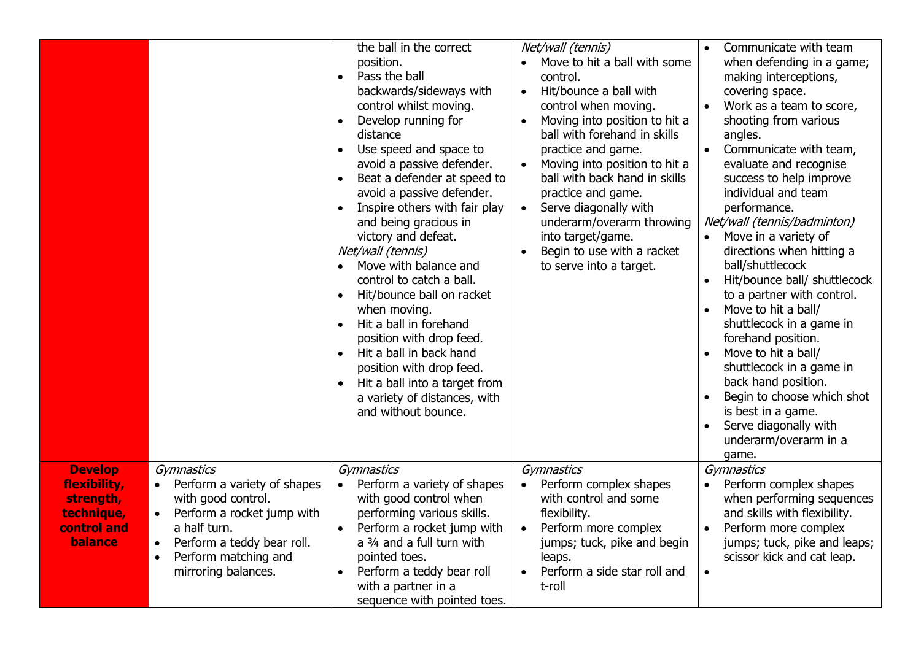| | | | | |
|---|---|---|---|---|
| | | the ball in the correct position.<br>• Pass the ball backwards/sideways with control whilst moving.<br>• Develop running for distance<br>• Use speed and space to avoid a passive defender.<br>• Beat a defender at speed to avoid a passive defender.<br>• Inspire others with fair play and being gracious in victory and defeat.<br>*Net/wall (tennis)*<br>• Move with balance and control to catch a ball.<br>• Hit/bounce ball on racket when moving.<br>• Hit a ball in forehand position with drop feed.<br>• Hit a ball in back hand position with drop feed.<br>• Hit a ball into a target from a variety of distances, with and without bounce. | *Net/wall (tennis)*<br>• Move to hit a ball with some control.<br>• Hit/bounce a ball with control when moving.<br>• Moving into position to hit a ball with forehand in skills practice and game.<br>• Moving into position to hit a ball with back hand in skills practice and game.<br>• Serve diagonally with underarm/overarm throwing into target/game.<br>• Begin to use with a racket to serve into a target. | • Communicate with team when defending in a game; making interceptions, covering space.<br>• Work as a team to score, shooting from various angles.<br>• Communicate with team, evaluate and recognise success to help improve individual and team performance.<br>*Net/wall (tennis/badminton)*<br>• Move in a variety of directions when hitting a ball/shuttlecock<br>• Hit/bounce ball/ shuttlecock to a partner with control.<br>• Move to hit a ball/ shuttlecock in a game in forehand position.<br>• Move to hit a ball/ shuttlecock in a game in back hand position.<br>• Begin to choose which shot is best in a game.<br>• Serve diagonally with underarm/overarm in a game. |
| **Develop flexibility, strength, technique, control and balance** | *Gymnastics*<br>• Perform a variety of shapes with good control.<br>• Perform a rocket jump with a half turn.<br>• Perform a teddy bear roll.<br>• Perform matching and mirroring balances. | *Gymnastics*<br>• Perform a variety of shapes with good control when performing various skills.<br>• Perform a rocket jump with a ¾ and a full turn with pointed toes.<br>• Perform a teddy bear roll with a partner in a sequence with pointed toes. | *Gymnastics*<br>• Perform complex shapes with control and some flexibility.<br>• Perform more complex jumps; tuck, pike and begin leaps.<br>• Perform a side star roll and t-roll | *Gymnastics*<br>• Perform complex shapes when performing sequences and skills with flexibility.<br>• Perform more complex jumps; tuck, pike and leaps; scissor kick and cat leap.<br>• |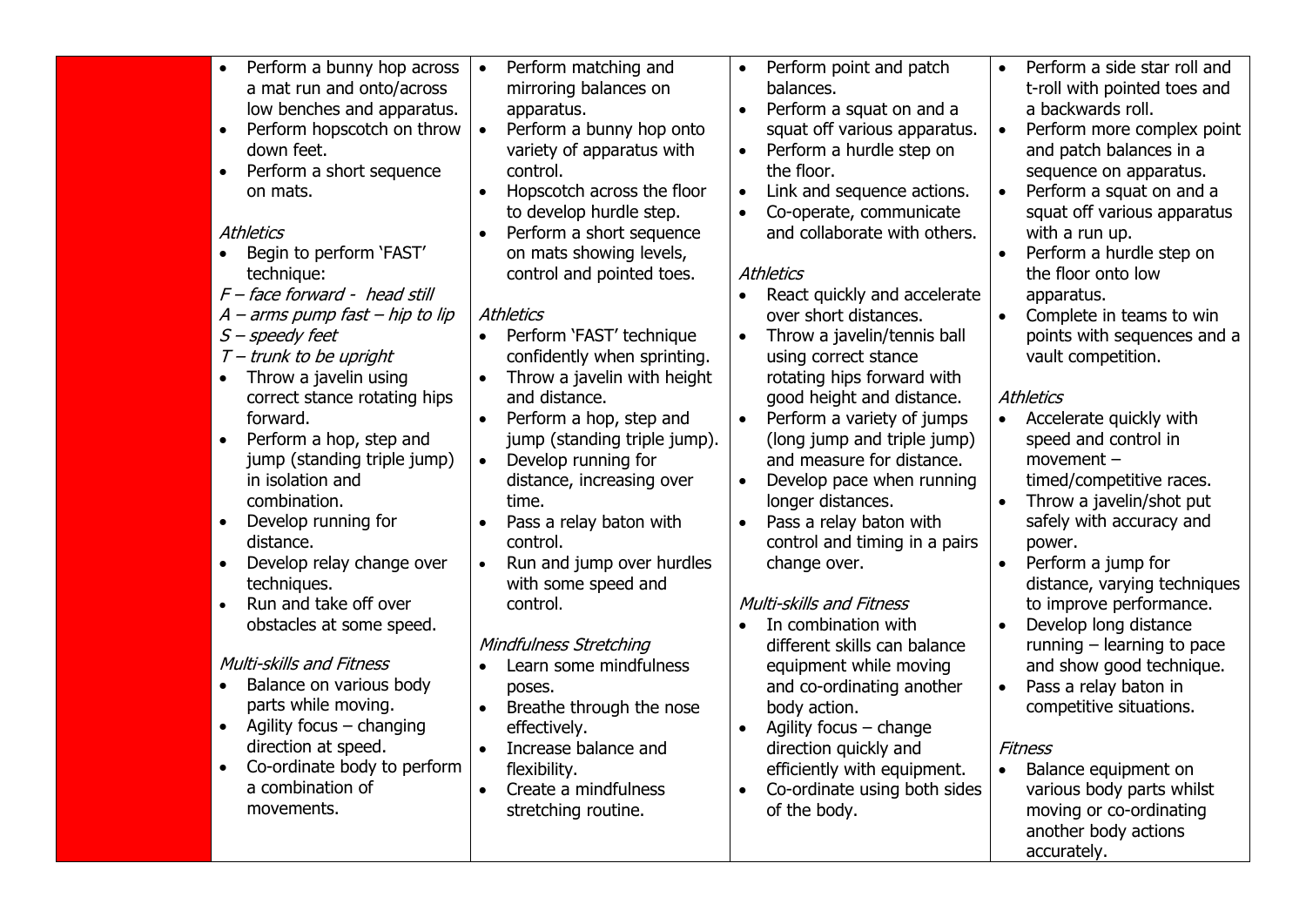|  | <ul><li>Perform a bunny hop across a mat run and onto/across low benches and apparatus.</li><li>Perform hopscotch on throw down feet.</li><li>Perform a short sequence on mats.</li></ul>*Athletics*<ul><li>Begin to perform 'FAST' technique:</li></ul>*F – face forward - head still*<br>*A – arms pump fast – hip to lip*<br>*S – speedy feet*<br>*T – trunk to be upright*<ul><li>Throw a javelin using correct stance rotating hips forward.</li><li>Perform a hop, step and jump (standing triple jump) in isolation and combination.</li><li>Develop running for distance.</li><li>Develop relay change over techniques.</li><li>Run and take off over obstacles at some speed.</li></ul>*Multi-skills and Fitness*<ul><li>Balance on various body parts while moving.</li><li>Agility focus – changing direction at speed.</li><li>Co-ordinate body to perform a combination of movements.</li></ul> | <ul><li>Perform matching and mirroring balances on apparatus.</li><li>Perform a bunny hop onto variety of apparatus with control.</li><li>Hopscotch across the floor to develop hurdle step.</li><li>Perform a short sequence on mats showing levels, control and pointed toes.</li></ul>*Athletics*<ul><li>Perform 'FAST' technique confidently when sprinting.</li><li>Throw a javelin with height and distance.</li><li>Perform a hop, step and jump (standing triple jump).</li><li>Develop running for distance, increasing over time.</li><li>Pass a relay baton with control.</li><li>Run and jump over hurdles with some speed and control.</li></ul>*Mindfulness Stretching*<ul><li>Learn some mindfulness poses.</li><li>Breathe through the nose effectively.</li><li>Increase balance and flexibility.</li><li>Create a mindfulness stretching routine.</li></ul> | <ul><li>Perform point and patch balances.</li><li>Perform a squat on and a squat off various apparatus.</li><li>Perform a hurdle step on the floor.</li><li>Link and sequence actions.</li><li>Co-operate, communicate and collaborate with others.</li></ul>*Athletics*<ul><li>React quickly and accelerate over short distances.</li><li>Throw a javelin/tennis ball using correct stance rotating hips forward with good height and distance.</li><li>Perform a variety of jumps (long jump and triple jump) and measure for distance.</li><li>Develop pace when running longer distances.</li><li>Pass a relay baton with control and timing in a pairs change over.</li></ul>*Multi-skills and Fitness*<ul><li>In combination with different skills can balance equipment while moving and co-ordinating another body action.</li><li>Agility focus – change direction quickly and efficiently with equipment.</li><li>Co-ordinate using both sides of the body.</li></ul> | <ul><li>Perform a side star roll and t-roll with pointed toes and a backwards roll.</li><li>Perform more complex point and patch balances in a sequence on apparatus.</li><li>Perform a squat on and a squat off various apparatus with a run up.</li><li>Perform a hurdle step on the floor onto low apparatus.</li><li>Complete in teams to win points with sequences and a vault competition.</li></ul>*Athletics*<ul><li>Accelerate quickly with speed and control in movement – timed/competitive races.</li><li>Throw a javelin/shot put safely with accuracy and power.</li><li>Perform a jump for distance, varying techniques to improve performance.</li><li>Develop long distance running – learning to pace and show good technique.</li><li>Pass a relay baton in competitive situations.</li></ul>*Fitness*<ul><li>Balance equipment on various body parts whilst moving or co-ordinating another body actions accurately.</li></ul> |
|---|---|---|---|---|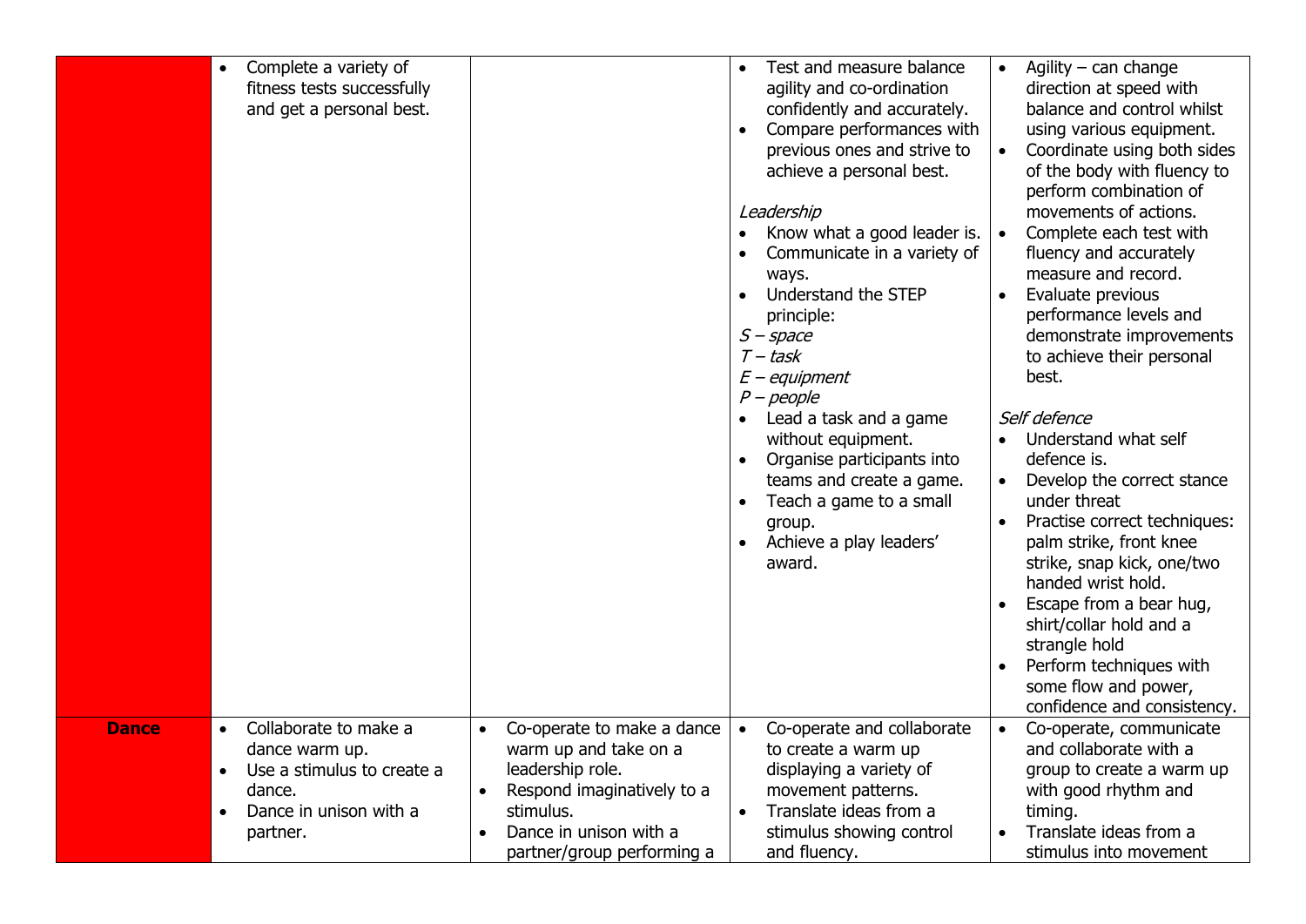| | | | | |
|---|---|---|---|---|
| | • Complete a variety of fitness tests successfully and get a personal best. | | • Test and measure balance agility and co-ordination confidently and accurately.<br>• Compare performances with previous ones and strive to achieve a personal best.<br><br>*Leadership*<br>• Know what a good leader is.<br>• Communicate in a variety of ways.<br>• Understand the STEP principle:<br>*S – space*<br>*T – task*<br>*E – equipment*<br>*P – people*<br>• Lead a task and a game without equipment.<br>• Organise participants into teams and create a game.<br>• Teach a game to a small group.<br>• Achieve a play leaders' award. | • Agility – can change direction at speed with balance and control whilst using various equipment.<br>• Coordinate using both sides of the body with fluency to perform combination of movements of actions.<br>• Complete each test with fluency and accurately measure and record.<br>• Evaluate previous performance levels and demonstrate improvements to achieve their personal best.<br><br>*Self defence*<br>• Understand what self defence is.<br>• Develop the correct stance under threat<br>• Practise correct techniques: palm strike, front knee strike, snap kick, one/two handed wrist hold.<br>• Escape from a bear hug, shirt/collar hold and a strangle hold<br>• Perform techniques with some flow and power, confidence and consistency. |
| **Dance** | • Collaborate to make a dance warm up.<br>• Use a stimulus to create a dance.<br>• Dance in unison with a partner. | • Co-operate to make a dance warm up and take on a leadership role.<br>• Respond imaginatively to a stimulus.<br>• Dance in unison with a partner/group performing a | • Co-operate and collaborate to create a warm up displaying a variety of movement patterns.<br>• Translate ideas from a stimulus showing control and fluency. | • Co-operate, communicate and collaborate with a group to create a warm up with good rhythm and timing.<br>• Translate ideas from a stimulus into movement |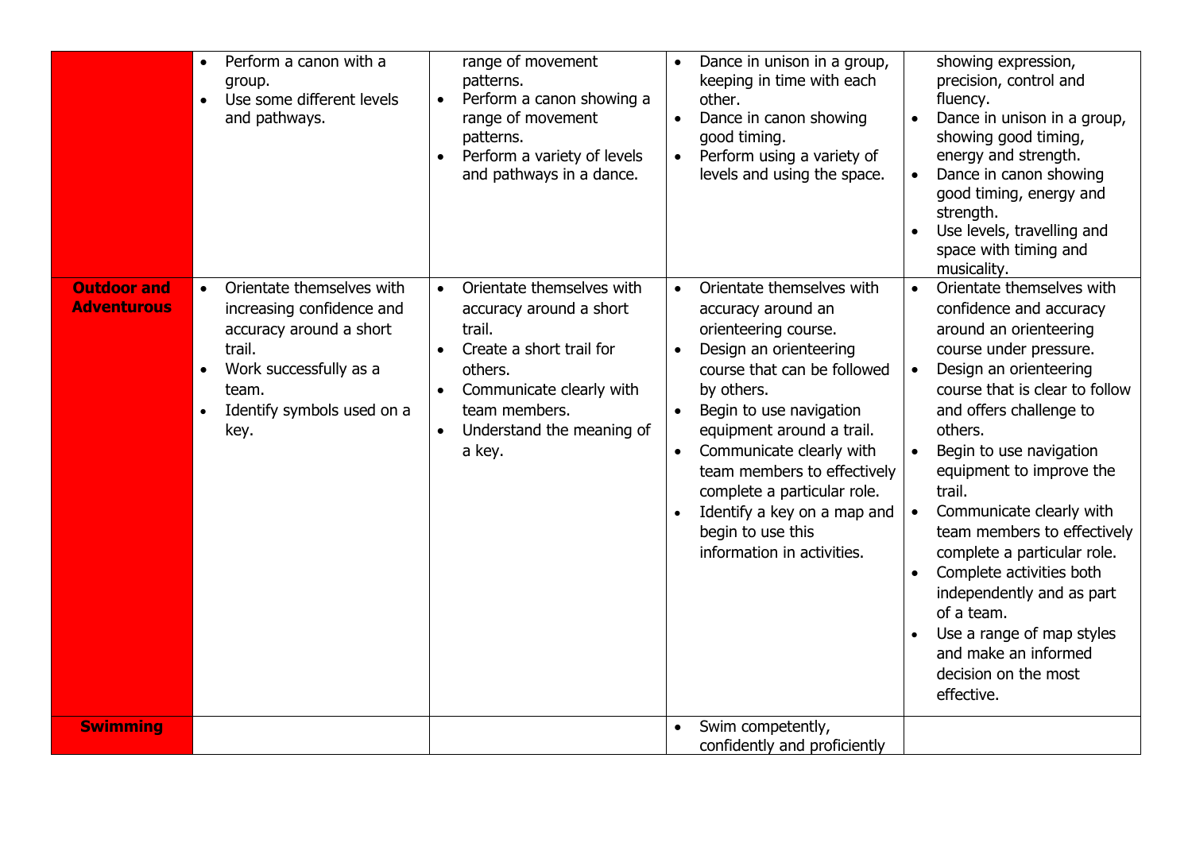| | | | | |
|---|---|---|---|---|
| | • Perform a canon with a group.<br>• Use some different levels and pathways. | range of movement patterns.<br>• Perform a canon showing a range of movement patterns.<br>• Perform a variety of levels and pathways in a dance. | • Dance in unison in a group, keeping in time with each other.<br>• Dance in canon showing good timing.<br>• Perform using a variety of levels and using the space. | showing expression, precision, control and fluency.<br>• Dance in unison in a group, showing good timing, energy and strength.<br>• Dance in canon showing good timing, energy and strength.<br>• Use levels, travelling and space with timing and musicality. |
| **Outdoor and Adventurous** | • Orientate themselves with increasing confidence and accuracy around a short trail.<br>• Work successfully as a team.<br>• Identify symbols used on a key. | • Orientate themselves with accuracy around a short trail.<br>• Create a short trail for others.<br>• Communicate clearly with team members.<br>• Understand the meaning of a key. | • Orientate themselves with accuracy around an orienteering course.<br>• Design an orienteering course that can be followed by others.<br>• Begin to use navigation equipment around a trail.<br>• Communicate clearly with team members to effectively complete a particular role.<br>• Identify a key on a map and begin to use this information in activities. | • Orientate themselves with confidence and accuracy around an orienteering course under pressure.<br>• Design an orienteering course that is clear to follow and offers challenge to others.<br>• Begin to use navigation equipment to improve the trail.<br>• Communicate clearly with team members to effectively complete a particular role.<br>• Complete activities both independently and as part of a team.<br>• Use a range of map styles and make an informed decision on the most effective. |
| **Swimming** | | | • Swim competently, confidently and proficiently | |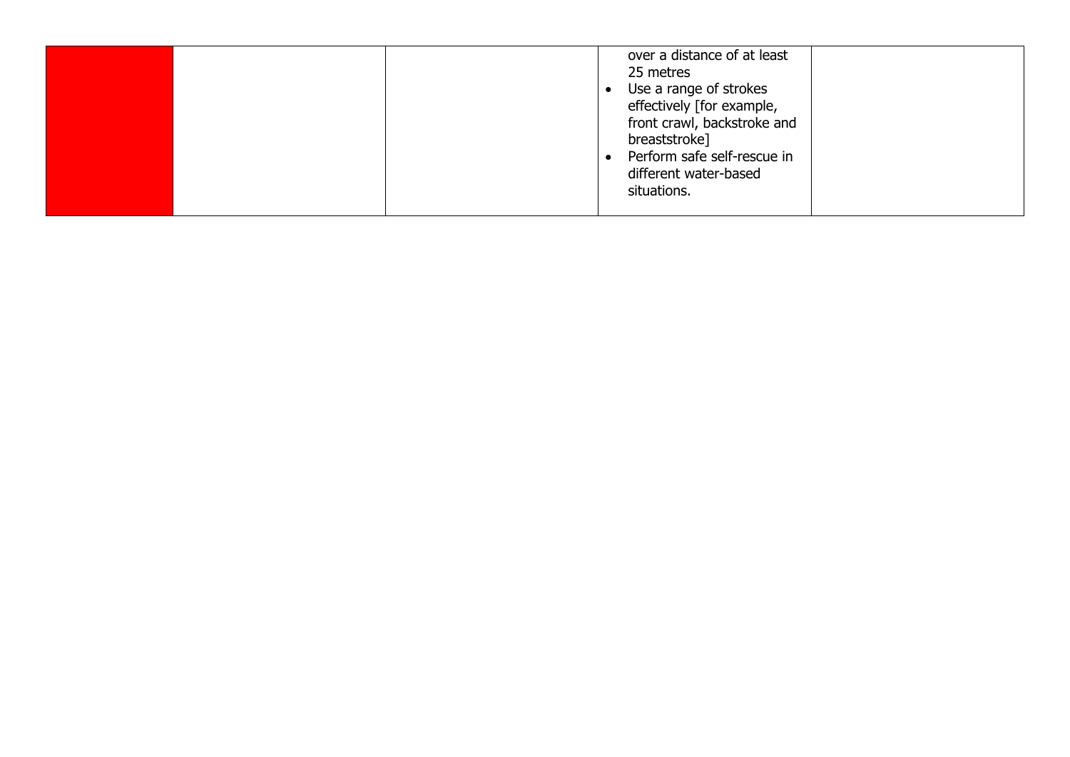| | | | | |
|---|---|---|---|---|
| | | | over a distance of at least 25 metres<br>• Use a range of strokes effectively [for example, front crawl, backstroke and breaststroke]<br>• Perform safe self-rescue in different water-based situations. | |